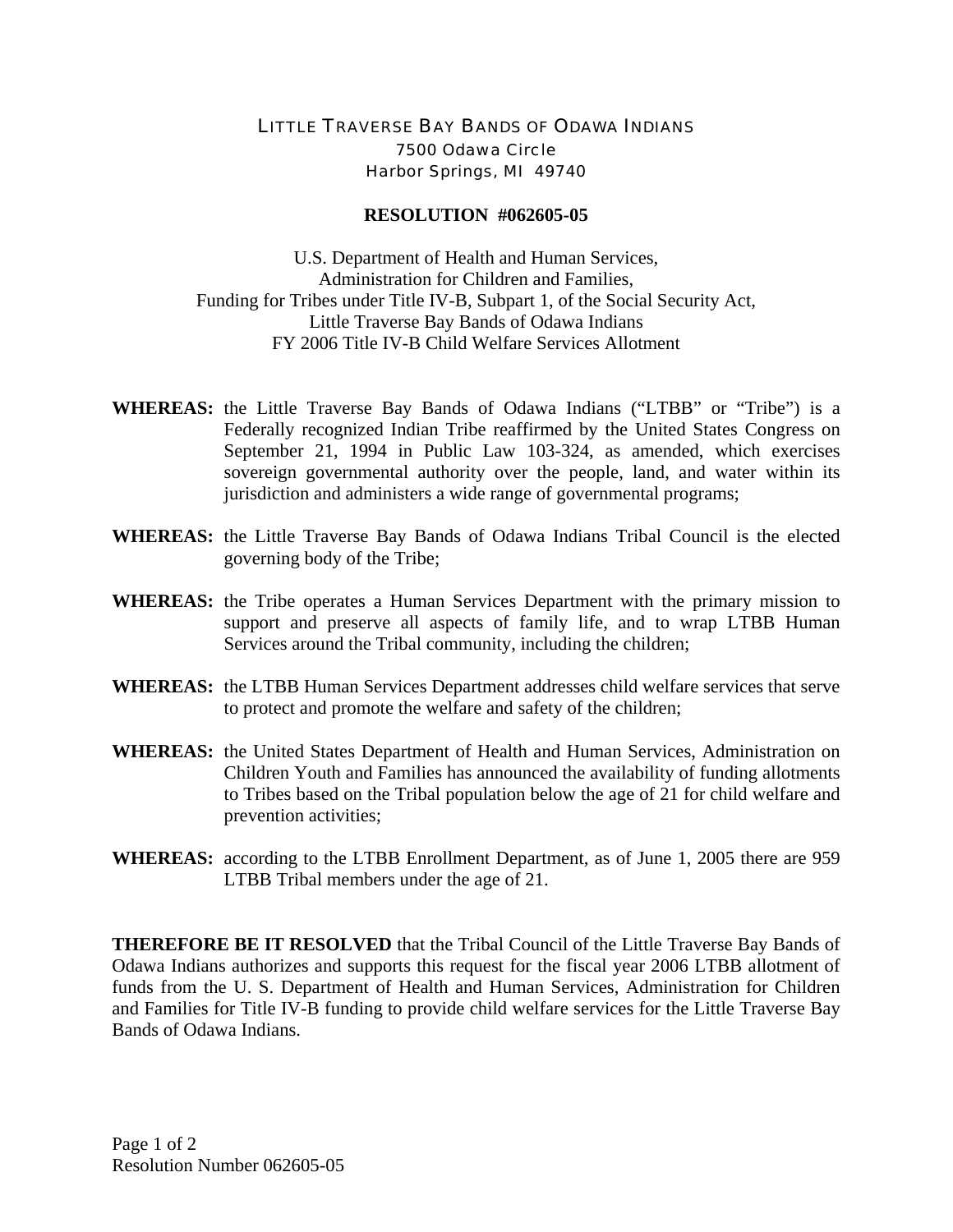LITTLE TRAVERSE BAY BANDS OF ODAWA INDIANS
7500 Odawa Circle
Harbor Springs, MI 49740

# RESOLUTION #062605-05

U.S. Department of Health and Human Services,
Administration for Children and Families,
Funding for Tribes under Title IV-B, Subpart 1, of the Social Security Act,
Little Traverse Bay Bands of Odawa Indians
FY 2006 Title IV-B Child Welfare Services Allotment

**WHEREAS:** the Little Traverse Bay Bands of Odawa Indians ("LTBB" or "Tribe") is a Federally recognized Indian Tribe reaffirmed by the United States Congress on September 21, 1994 in Public Law 103-324, as amended, which exercises sovereign governmental authority over the people, land, and water within its jurisdiction and administers a wide range of governmental programs;

**WHEREAS:** the Little Traverse Bay Bands of Odawa Indians Tribal Council is the elected governing body of the Tribe;

**WHEREAS:** the Tribe operates a Human Services Department with the primary mission to support and preserve all aspects of family life, and to wrap LTBB Human Services around the Tribal community, including the children;

**WHEREAS:** the LTBB Human Services Department addresses child welfare services that serve to protect and promote the welfare and safety of the children;

**WHEREAS:** the United States Department of Health and Human Services, Administration on Children Youth and Families has announced the availability of funding allotments to Tribes based on the Tribal population below the age of 21 for child welfare and prevention activities;

**WHEREAS:** according to the LTBB Enrollment Department, as of June 1, 2005 there are 959 LTBB Tribal members under the age of 21.

**THEREFORE BE IT RESOLVED** that the Tribal Council of the Little Traverse Bay Bands of Odawa Indians authorizes and supports this request for the fiscal year 2006 LTBB allotment of funds from the U. S. Department of Health and Human Services, Administration for Children and Families for Title IV-B funding to provide child welfare services for the Little Traverse Bay Bands of Odawa Indians.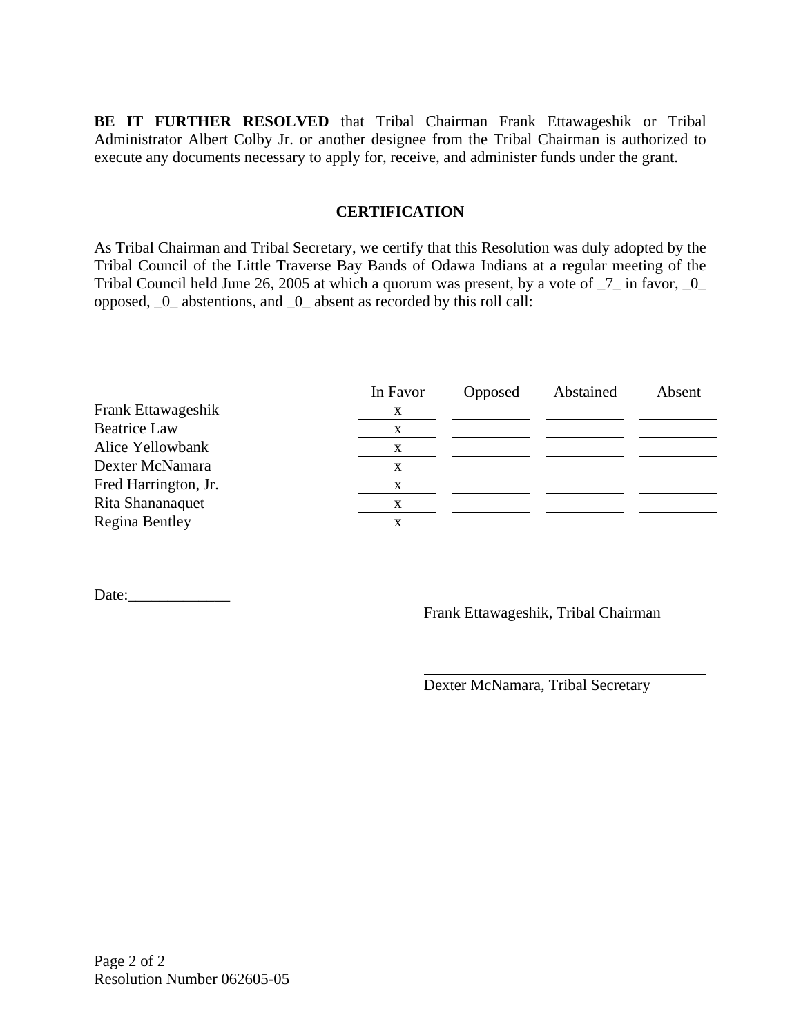**BE IT FURTHER RESOLVED** that Tribal Chairman Frank Ettawageshik or Tribal Administrator Albert Colby Jr. or another designee from the Tribal Chairman is authorized to execute any documents necessary to apply for, receive, and administer funds under the grant.

## CERTIFICATION

As Tribal Chairman and Tribal Secretary, we certify that this Resolution was duly adopted by the Tribal Council of the Little Traverse Bay Bands of Odawa Indians at a regular meeting of the Tribal Council held June 26, 2005 at which a quorum was present, by a vote of _7_ in favor, _0_ opposed, _0_ abstentions, and _0_ absent as recorded by this roll call:

| | In Favor | Opposed | Abstained | Absent |
|---|---|---|---|---|
| Frank Ettawageshik | x | | | |
| Beatrice Law | x | | | |
| Alice Yellowbank | x | | | |
| Dexter McNamara | x | | | |
| Fred Harrington, Jr. | x | | | |
| Rita Shananaquet | x | | | |
| Regina Bentley | x | | | |

Date:_____________

_____________________________________
Frank Ettawageshik, Tribal Chairman

_____________________________________
Dexter McNamara, Tribal Secretary

Resolution Number 062605-05